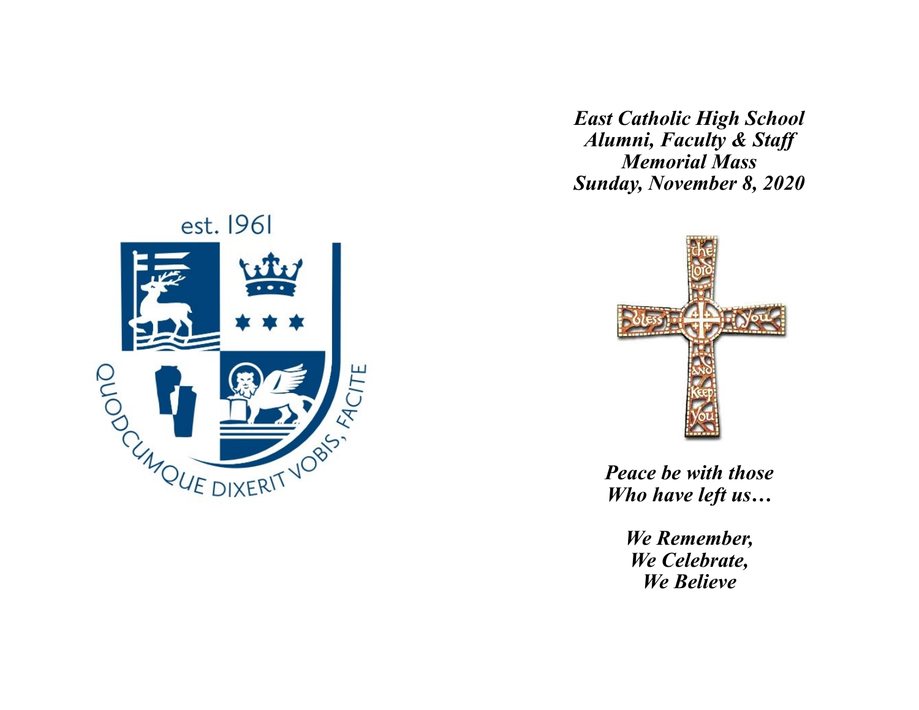est. 1961

QUODCUMQUE DIXERIT VOBIS, FACITE

***East Catholic High School***
***Alumni, Faculty & Staff***
***Memorial Mass***
***Sunday, November 8, 2020***

the lord bless you and keep you

***Peace be with those***
***Who have left us…***

***We Remember,***
***We Celebrate,***
***We Believe***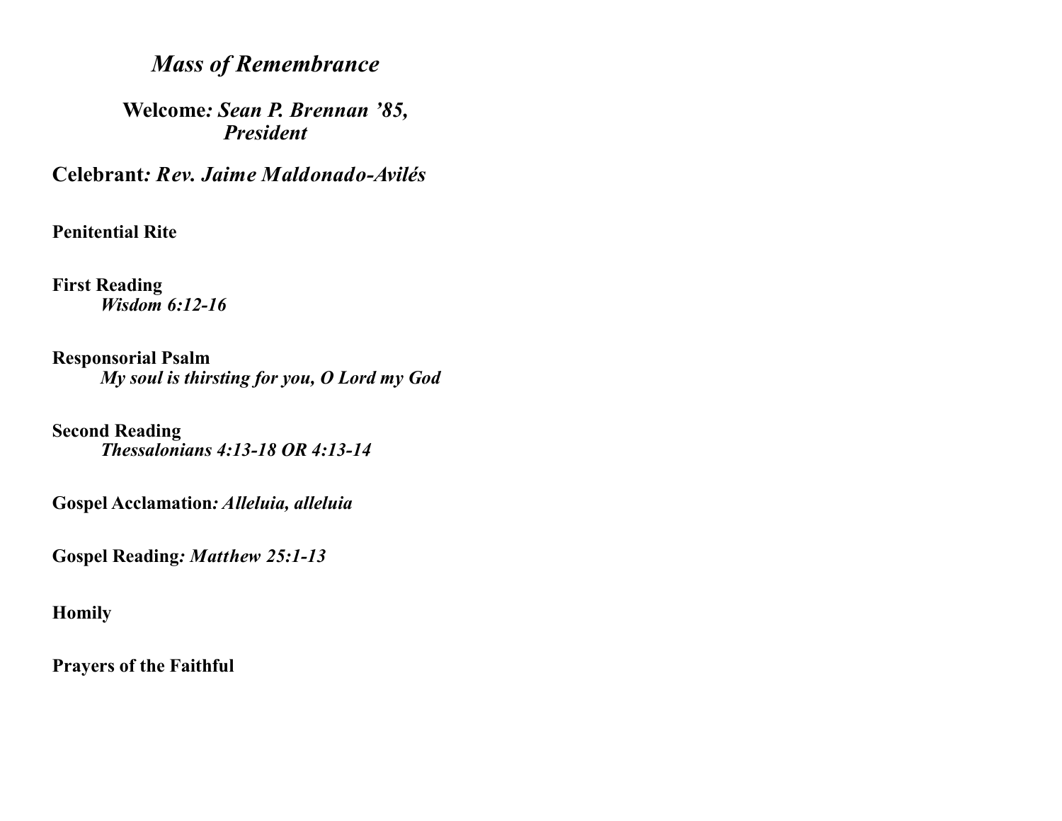# *Mass of Remembrance*

**Welcome***: Sean P. Brennan '85, President*

**Celebrant***: Rev. Jaime Maldonado-Avilés*

**Penitential Rite**

**First Reading**
*Wisdom 6:12-16*

**Responsorial Psalm**
*My soul is thirsting for you, O Lord my God*

**Second Reading**
*Thessalonians 4:13-18 OR 4:13-14*

**Gospel Acclamation***: Alleluia, alleluia*

**Gospel Reading***: Matthew 25:1-13*

**Homily**

**Prayers of the Faithful**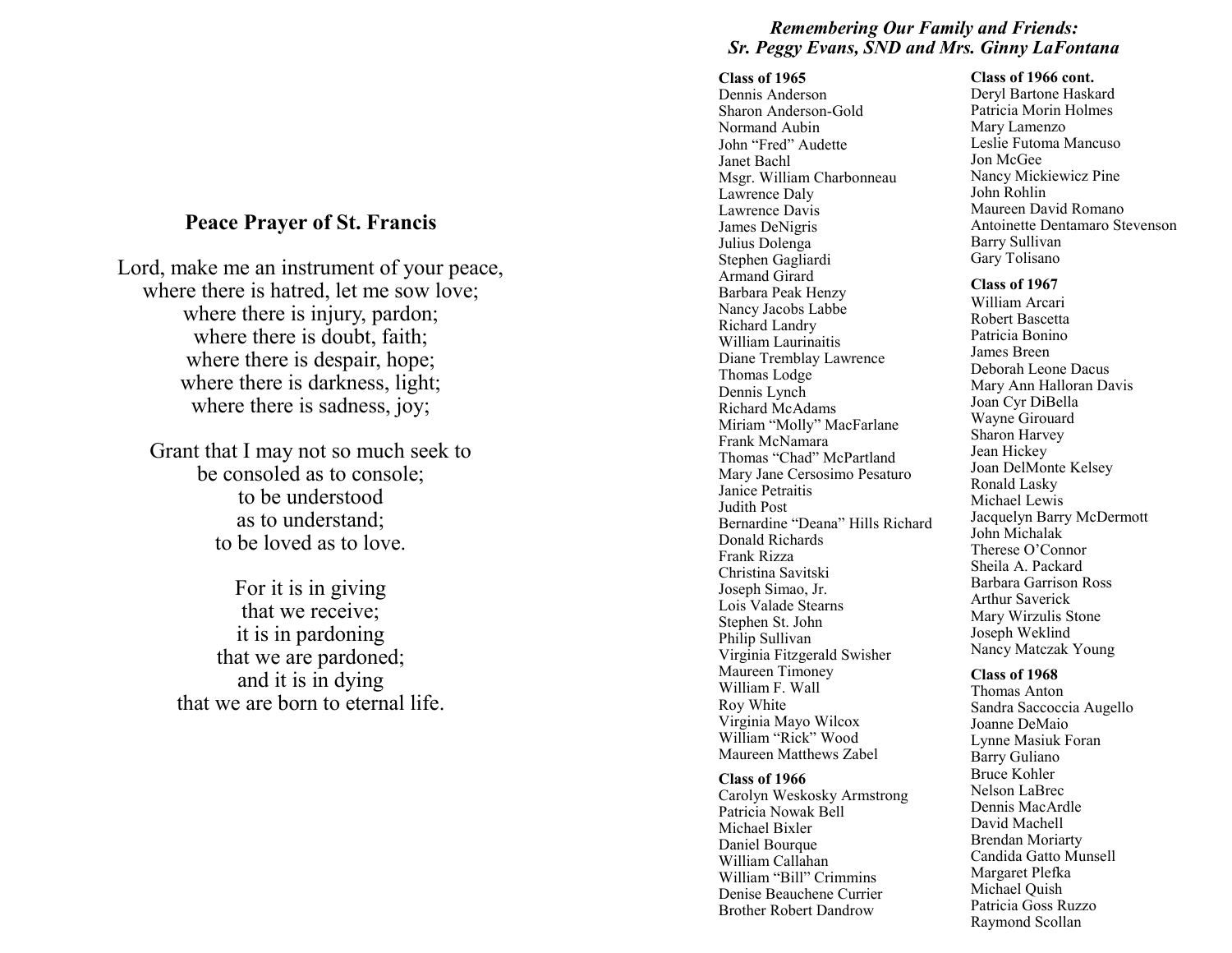## Peace Prayer of St. Francis

Lord, make me an instrument of your peace,
where there is hatred, let me sow love;
where there is injury, pardon;
where there is doubt, faith;
where there is despair, hope;
where there is darkness, light;
where there is sadness, joy;

Grant that I may not so much seek to
be consoled as to console;
to be understood
as to understand;
to be loved as to love.

For it is in giving
that we receive;
it is in pardoning
that we are pardoned;
and it is in dying
that we are born to eternal life.

## *Remembering Our Family and Friends: Sr. Peggy Evans, SND and Mrs. Ginny LaFontana*

**Class of 1965**

Dennis Anderson
Sharon Anderson-Gold
Normand Aubin
John "Fred" Audette
Janet Bachl
Msgr. William Charbonneau
Lawrence Daly
Lawrence Davis
James DeNigris
Julius Dolenga
Stephen Gagliardi
Armand Girard
Barbara Peak Henzy
Nancy Jacobs Labbe
Richard Landry
William Laurinaitis
Diane Tremblay Lawrence
Thomas Lodge
Dennis Lynch
Richard McAdams
Miriam "Molly" MacFarlane
Frank McNamara
Thomas "Chad" McPartland
Mary Jane Cersosimo Pesaturo
Janice Petraitis
Judith Post
Bernardine "Deana" Hills Richard
Donald Richards
Frank Rizza
Christina Savitski
Joseph Simao, Jr.
Lois Valade Stearns
Stephen St. John
Philip Sullivan
Virginia Fitzgerald Swisher
Maureen Timoney
William F. Wall
Roy White
Virginia Mayo Wilcox
William "Rick" Wood
Maureen Matthews Zabel

**Class of 1966**

Carolyn Weskosky Armstrong
Patricia Nowak Bell
Michael Bixler
Daniel Bourque
William Callahan
William "Bill" Crimmins
Denise Beauchene Currier
Brother Robert Dandrow

**Class of 1966 cont.**

Deryl Bartone Haskard
Patricia Morin Holmes
Mary Lamenzo
Leslie Futoma Mancuso
Jon McGee
Nancy Mickiewicz Pine
John Rohlin
Maureen David Romano
Antoinette Dentamaro Stevenson
Barry Sullivan
Gary Tolisano

**Class of 1967**

William Arcari
Robert Bascetta
Patricia Bonino
James Breen
Deborah Leone Dacus
Mary Ann Halloran Davis
Joan Cyr DiBella
Wayne Girouard
Sharon Harvey
Jean Hickey
Joan DelMonte Kelsey
Ronald Lasky
Michael Lewis
Jacquelyn Barry McDermott
John Michalak
Therese O'Connor
Sheila A. Packard
Barbara Garrison Ross
Arthur Saverick
Mary Wirzulis Stone
Joseph Weklind
Nancy Matczak Young

**Class of 1968**

Thomas Anton
Sandra Saccoccia Augello
Joanne DeMaio
Lynne Masiuk Foran
Barry Guliano
Bruce Kohler
Nelson LaBrec
Dennis MacArdle
David Machell
Brendan Moriarty
Candida Gatto Munsell
Margaret Plefka
Michael Quish
Patricia Goss Ruzzo
Raymond Scollan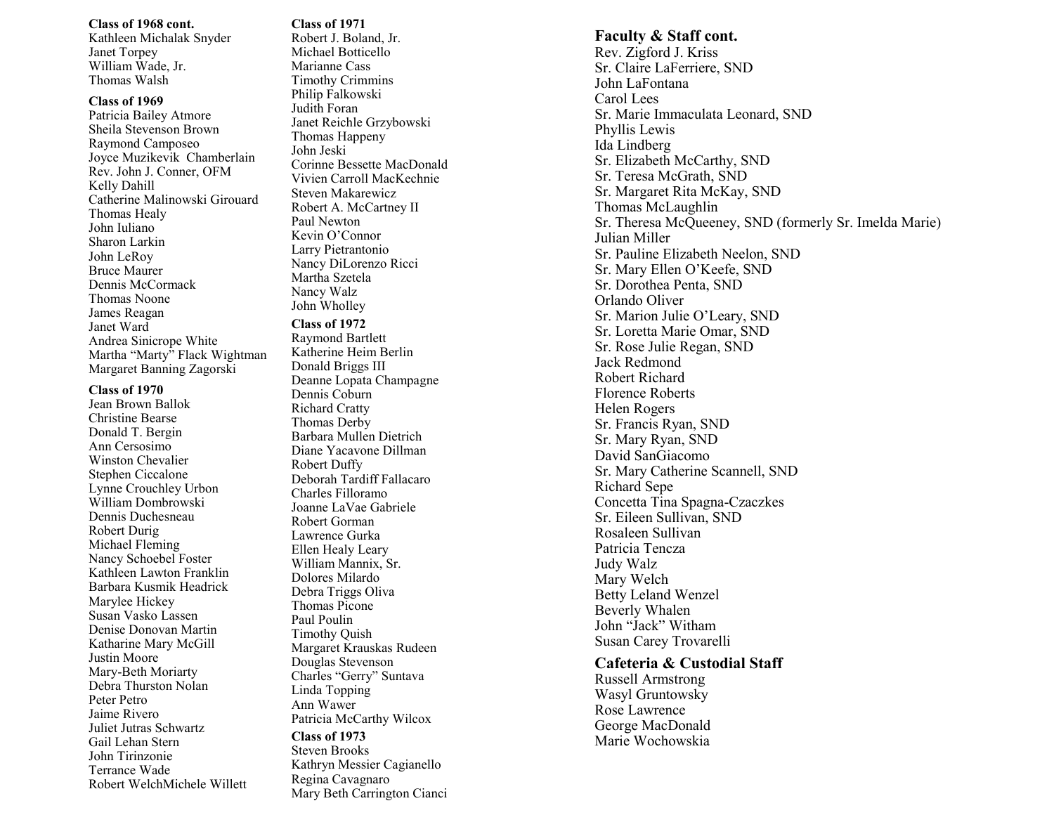**Class of 1968 cont.**

Kathleen Michalak Snyder
Janet Torpey
William Wade, Jr.
Thomas Walsh

**Class of 1969**

Patricia Bailey Atmore
Sheila Stevenson Brown
Raymond Camposeo
Joyce Muzikevik Chamberlain
Rev. John J. Conner, OFM
Kelly Dahill
Catherine Malinowski Girouard
Thomas Healy
John Iuliano
Sharon Larkin
John LeRoy
Bruce Maurer
Dennis McCormack
Thomas Noone
James Reagan
Janet Ward
Andrea Sinicrope White
Martha "Marty" Flack Wightman
Margaret Banning Zagorski

**Class of 1970**

Jean Brown Ballok
Christine Bearse
Donald T. Bergin
Ann Cersosimo
Winston Chevalier
Stephen Ciccalone
Lynne Crouchley Urbon
William Dombrowski
Dennis Duchesneau
Robert Durig
Michael Fleming
Nancy Schoebel Foster
Kathleen Lawton Franklin
Barbara Kusmik Headrick
Marylee Hickey
Susan Vasko Lassen
Denise Donovan Martin
Katharine Mary McGill
Justin Moore
Mary-Beth Moriarty
Debra Thurston Nolan
Peter Petro
Jaime Rivero
Juliet Jutras Schwartz
Gail Lehan Stern
John Tirinzonie
Terrance Wade
Robert WelchMichele Willett

**Class of 1971**

Robert J. Boland, Jr.
Michael Botticello
Marianne Cass
Timothy Crimmins
Philip Falkowski
Judith Foran
Janet Reichle Grzybowski
Thomas Happeny
John Jeski
Corinne Bessette MacDonald
Vivien Carroll MacKechnie
Steven Makarewicz
Robert A. McCartney II
Paul Newton
Kevin O'Connor
Larry Pietrantonio
Nancy DiLorenzo Ricci
Martha Szetela
Nancy Walz
John Wholley

**Class of 1972**

Raymond Bartlett
Katherine Heim Berlin
Donald Briggs III
Deanne Lopata Champagne
Dennis Coburn
Richard Cratty
Thomas Derby
Barbara Mullen Dietrich
Diane Yacavone Dillman
Robert Duffy
Deborah Tardiff Fallacaro
Charles Filloramo
Joanne LaVae Gabriele
Robert Gorman
Lawrence Gurka
Ellen Healy Leary
William Mannix, Sr.
Dolores Milardo
Debra Triggs Oliva
Thomas Picone
Paul Poulin
Timothy Quish
Margaret Krauskas Rudeen
Douglas Stevenson
Charles "Gerry" Suntava
Linda Topping
Ann Wawer
Patricia McCarthy Wilcox

**Class of 1973**

Steven Brooks
Kathryn Messier Cagianello
Regina Cavagnaro
Mary Beth Carrington Cianci

## Faculty & Staff cont.

Rev. Zigford J. Kriss
Sr. Claire LaFerriere, SND
John LaFontana
Carol Lees
Sr. Marie Immaculata Leonard, SND
Phyllis Lewis
Ida Lindberg
Sr. Elizabeth McCarthy, SND
Sr. Teresa McGrath, SND
Sr. Margaret Rita McKay, SND
Thomas McLaughlin
Sr. Theresa McQueeney, SND (formerly Sr. Imelda Marie)
Julian Miller
Sr. Pauline Elizabeth Neelon, SND
Sr. Mary Ellen O'Keefe, SND
Sr. Dorothea Penta, SND
Orlando Oliver
Sr. Marion Julie O'Leary, SND
Sr. Loretta Marie Omar, SND
Sr. Rose Julie Regan, SND
Jack Redmond
Robert Richard
Florence Roberts
Helen Rogers
Sr. Francis Ryan, SND
Sr. Mary Ryan, SND
David SanGiacomo
Sr. Mary Catherine Scannell, SND
Richard Sepe
Concetta Tina Spagna-Czaczkes
Sr. Eileen Sullivan, SND
Rosaleen Sullivan
Patricia Tencza
Judy Walz
Mary Welch
Betty Leland Wenzel
Beverly Whalen
John "Jack" Witham
Susan Carey Trovarelli

## Cafeteria & Custodial Staff

Russell Armstrong
Wasyl Gruntowsky
Rose Lawrence
George MacDonald
Marie Wochowskia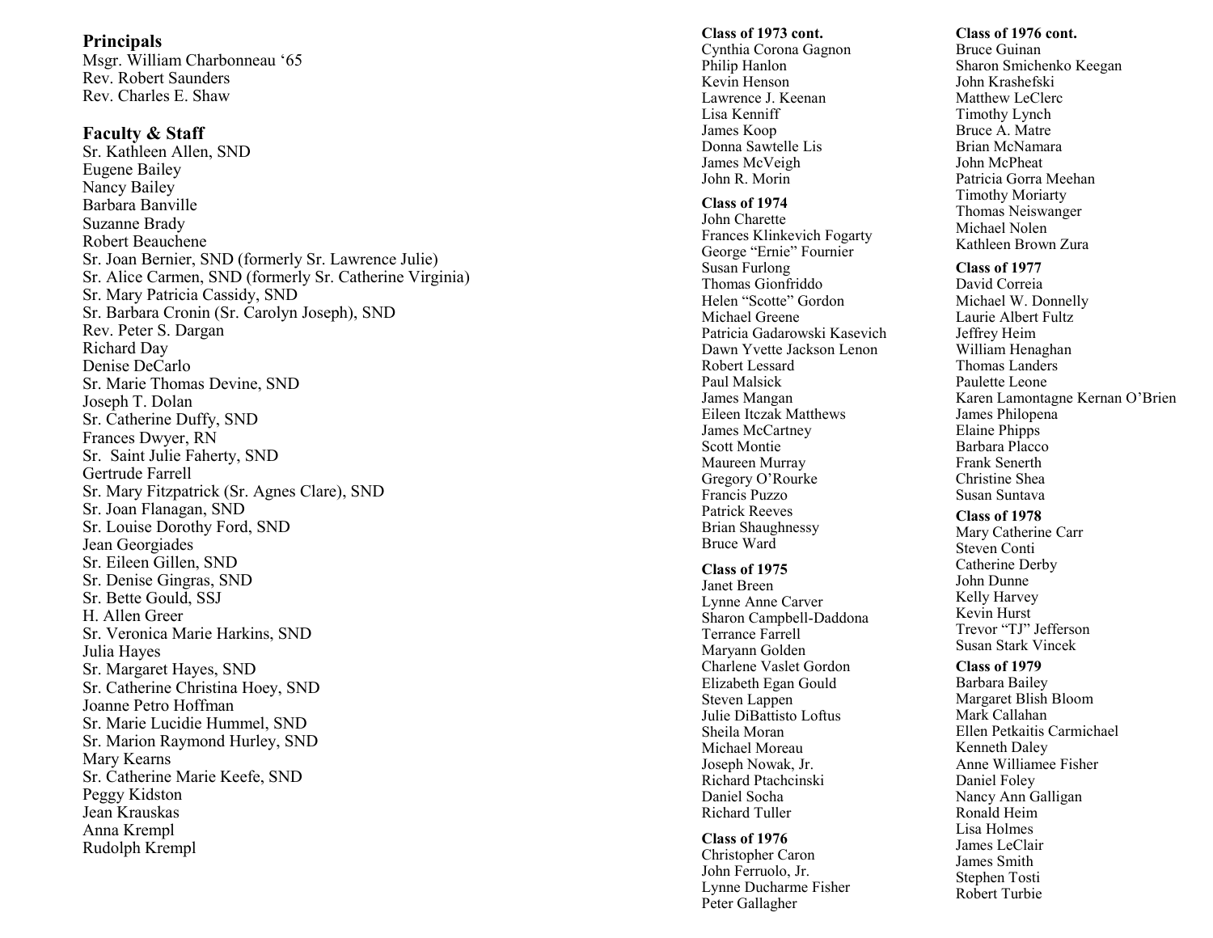## Principals

Msgr. William Charbonneau '65
Rev. Robert Saunders
Rev. Charles E. Shaw

## Faculty & Staff

Sr. Kathleen Allen, SND
Eugene Bailey
Nancy Bailey
Barbara Banville
Suzanne Brady
Robert Beauchene
Sr. Joan Bernier, SND (formerly Sr. Lawrence Julie)
Sr. Alice Carmen, SND (formerly Sr. Catherine Virginia)
Sr. Mary Patricia Cassidy, SND
Sr. Barbara Cronin (Sr. Carolyn Joseph), SND
Rev. Peter S. Dargan
Richard Day
Denise DeCarlo
Sr. Marie Thomas Devine, SND
Joseph T. Dolan
Sr. Catherine Duffy, SND
Frances Dwyer, RN
Sr. Saint Julie Faherty, SND
Gertrude Farrell
Sr. Mary Fitzpatrick (Sr. Agnes Clare), SND
Sr. Joan Flanagan, SND
Sr. Louise Dorothy Ford, SND
Jean Georgiades
Sr. Eileen Gillen, SND
Sr. Denise Gingras, SND
Sr. Bette Gould, SSJ
H. Allen Greer
Sr. Veronica Marie Harkins, SND
Julia Hayes
Sr. Margaret Hayes, SND
Sr. Catherine Christina Hoey, SND
Joanne Petro Hoffman
Sr. Marie Lucidie Hummel, SND
Sr. Marion Raymond Hurley, SND
Mary Kearns
Sr. Catherine Marie Keefe, SND
Peggy Kidston
Jean Krauskas
Anna Krempl
Rudolph Krempl

**Class of 1973 cont.**
Cynthia Corona Gagnon
Philip Hanlon
Kevin Henson
Lawrence J. Keenan
Lisa Kenniff
James Koop
Donna Sawtelle Lis
James McVeigh
John R. Morin

**Class of 1974**
John Charette
Frances Klinkevich Fogarty
George "Ernie" Fournier
Susan Furlong
Thomas Gionfriddo
Helen "Scotte" Gordon
Michael Greene
Patricia Gadarowski Kasevich
Dawn Yvette Jackson Lenon
Robert Lessard
Paul Malsick
James Mangan
Eileen Itczak Matthews
James McCartney
Scott Montie
Maureen Murray
Gregory O'Rourke
Francis Puzzo
Patrick Reeves
Brian Shaughnessy
Bruce Ward

**Class of 1975**
Janet Breen
Lynne Anne Carver
Sharon Campbell-Daddona
Terrance Farrell
Maryann Golden
Charlene Vaslet Gordon
Elizabeth Egan Gould
Steven Lappen
Julie DiBattisto Loftus
Sheila Moran
Michael Moreau
Joseph Nowak, Jr.
Richard Ptachcinski
Daniel Socha
Richard Tuller

**Class of 1976**
Christopher Caron
John Ferruolo, Jr.
Lynne Ducharme Fisher
Peter Gallagher

**Class of 1976 cont.**
Bruce Guinan
Sharon Smichenko Keegan
John Krashefski
Matthew LeClerc
Timothy Lynch
Bruce A. Matre
Brian McNamara
John McPheat
Patricia Gorra Meehan
Timothy Moriarty
Thomas Neiswanger
Michael Nolen
Kathleen Brown Zura

**Class of 1977**
David Correia
Michael W. Donnelly
Laurie Albert Fultz
Jeffrey Heim
William Henaghan
Thomas Landers
Paulette Leone
Karen Lamontagne Kernan O'Brien
James Philopena
Elaine Phipps
Barbara Placco
Frank Senerth
Christine Shea
Susan Suntava

**Class of 1978**
Mary Catherine Carr
Steven Conti
Catherine Derby
John Dunne
Kelly Harvey
Kevin Hurst
Trevor "TJ" Jefferson
Susan Stark Vincek

**Class of 1979**
Barbara Bailey
Margaret Blish Bloom
Mark Callahan
Ellen Petkaitis Carmichael
Kenneth Daley
Anne Williamee Fisher
Daniel Foley
Nancy Ann Galligan
Ronald Heim
Lisa Holmes
James LeClair
James Smith
Stephen Tosti
Robert Turbie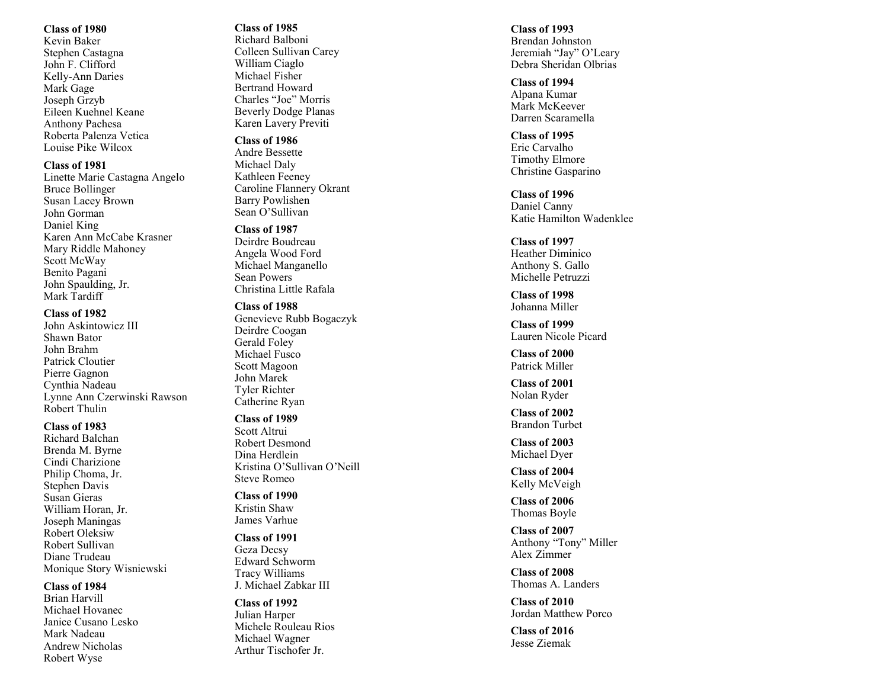**Class of 1980**
Kevin Baker
Stephen Castagna
John F. Clifford
Kelly-Ann Daries
Mark Gage
Joseph Grzyb
Eileen Kuehnel Keane
Anthony Pachesa
Roberta Palenza Vetica
Louise Pike Wilcox

**Class of 1981**
Linette Marie Castagna Angelo
Bruce Bollinger
Susan Lacey Brown
John Gorman
Daniel King
Karen Ann McCabe Krasner
Mary Riddle Mahoney
Scott McWay
Benito Pagani
John Spaulding, Jr.
Mark Tardiff

**Class of 1982**
John Askintowicz III
Shawn Bator
John Brahm
Patrick Cloutier
Pierre Gagnon
Cynthia Nadeau
Lynne Ann Czerwinski Rawson
Robert Thulin

**Class of 1983**
Richard Balchan
Brenda M. Byrne
Cindi Charizione
Philip Choma, Jr.
Stephen Davis
Susan Gieras
William Horan, Jr.
Joseph Maningas
Robert Oleksiw
Robert Sullivan
Diane Trudeau
Monique Story Wisniewski

**Class of 1984**
Brian Harvill
Michael Hovanec
Janice Cusano Lesko
Mark Nadeau
Andrew Nicholas
Robert Wyse

**Class of 1985**
Richard Balboni
Colleen Sullivan Carey
William Ciaglo
Michael Fisher
Bertrand Howard
Charles "Joe" Morris
Beverly Dodge Planas
Karen Lavery Previti

**Class of 1986**
Andre Bessette
Michael Daly
Kathleen Feeney
Caroline Flannery Okrant
Barry Powlishen
Sean O'Sullivan

**Class of 1987**
Deirdre Boudreau
Angela Wood Ford
Michael Manganello
Sean Powers
Christina Little Rafala

**Class of 1988**
Genevieve Rubb Bogaczyk
Deirdre Coogan
Gerald Foley
Michael Fusco
Scott Magoon
John Marek
Tyler Richter
Catherine Ryan

**Class of 1989**
Scott Altrui
Robert Desmond
Dina Herdlein
Kristina O'Sullivan O'Neill
Steve Romeo

**Class of 1990**
Kristin Shaw
James Varhue

**Class of 1991**
Geza Decsy
Edward Schworm
Tracy Williams
J. Michael Zabkar III

**Class of 1992**
Julian Harper
Michele Rouleau Rios
Michael Wagner
Arthur Tischofer Jr.

**Class of 1993**
Brendan Johnston
Jeremiah "Jay" O'Leary
Debra Sheridan Olbrias

**Class of 1994**
Alpana Kumar
Mark McKeever
Darren Scaramella

**Class of 1995**
Eric Carvalho
Timothy Elmore
Christine Gasparino

**Class of 1996**
Daniel Canny
Katie Hamilton Wadenklee

**Class of 1997**
Heather Diminico
Anthony S. Gallo
Michelle Petruzzi

**Class of 1998**
Johanna Miller

**Class of 1999**
Lauren Nicole Picard

**Class of 2000**
Patrick Miller

**Class of 2001**
Nolan Ryder

**Class of 2002**
Brandon Turbet

**Class of 2003**
Michael Dyer

**Class of 2004**
Kelly McVeigh

**Class of 2006**
Thomas Boyle

**Class of 2007**
Anthony "Tony" Miller
Alex Zimmer

**Class of 2008**
Thomas A. Landers

**Class of 2010**
Jordan Matthew Porco

**Class of 2016**
Jesse Ziemak